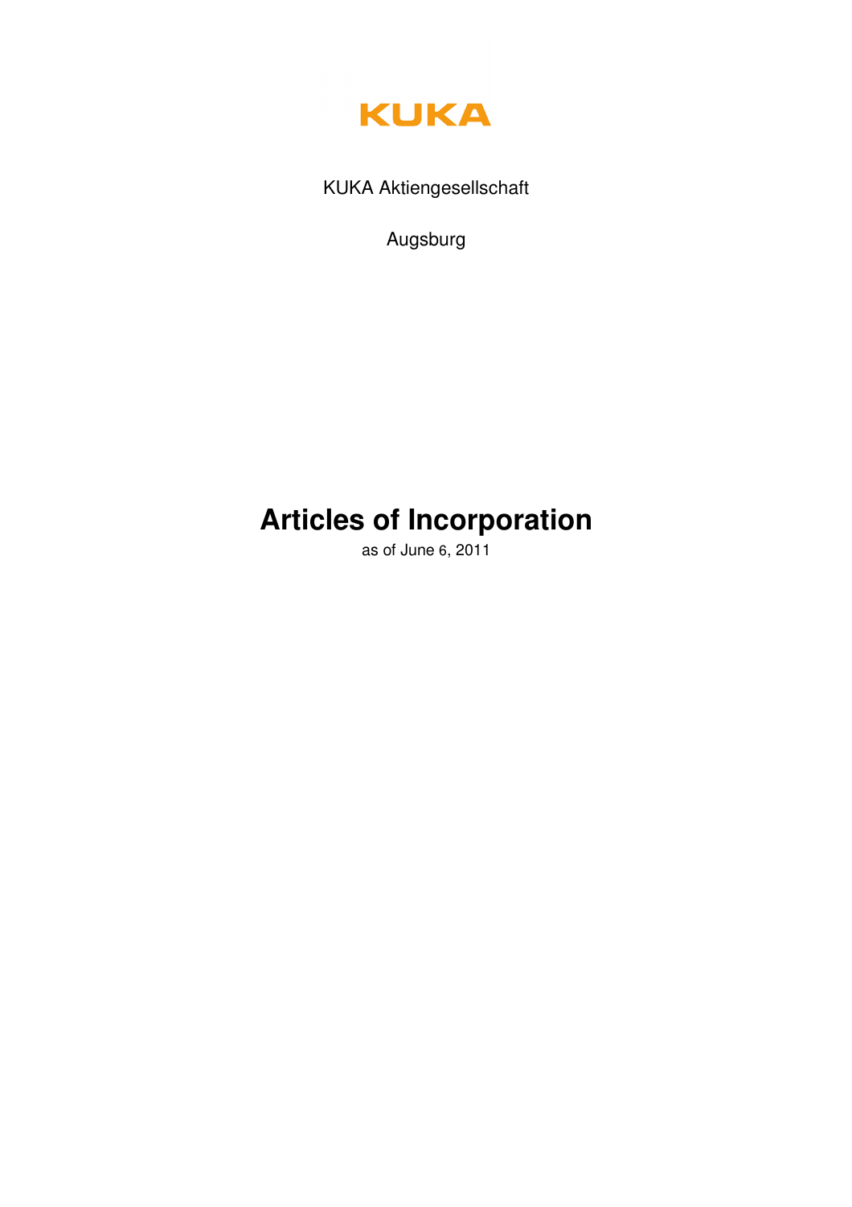KUKA

KUKA Aktiengesellschaft

Augsburg

# Articles of Incorporation

as of June 6, 2011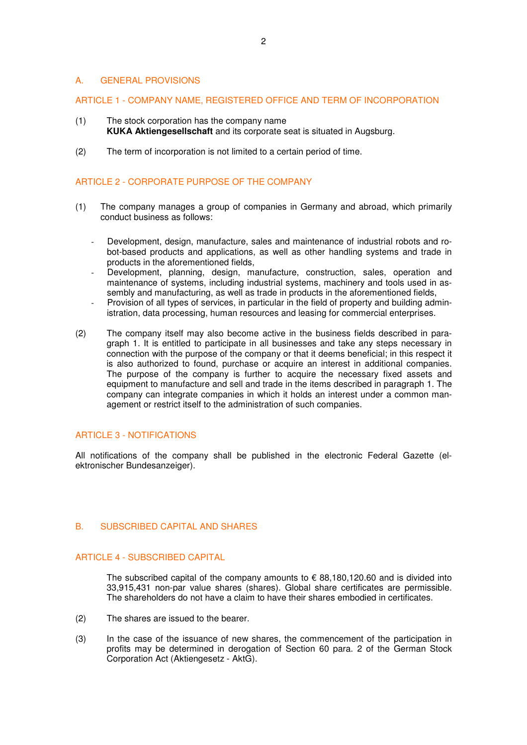## A. GENERAL PROVISIONS

### ARTICLE 1 - COMPANY NAME, REGISTERED OFFICE AND TERM OF INCORPORATION

(1) The stock corporation has the company name **KUKA Aktiengesellschaft** and its corporate seat is situated in Augsburg.

(2) The term of incorporation is not limited to a certain period of time.

### ARTICLE 2 - CORPORATE PURPOSE OF THE COMPANY

(1) The company manages a group of companies in Germany and abroad, which primarily conduct business as follows:

- Development, design, manufacture, sales and maintenance of industrial robots and robot-based products and applications, as well as other handling systems and trade in products in the aforementioned fields,
- Development, planning, design, manufacture, construction, sales, operation and maintenance of systems, including industrial systems, machinery and tools used in assembly and manufacturing, as well as trade in products in the aforementioned fields,
- Provision of all types of services, in particular in the field of property and building administration, data processing, human resources and leasing for commercial enterprises.

(2) The company itself may also become active in the business fields described in paragraph 1. It is entitled to participate in all businesses and take any steps necessary in connection with the purpose of the company or that it deems beneficial; in this respect it is also authorized to found, purchase or acquire an interest in additional companies. The purpose of the company is further to acquire the necessary fixed assets and equipment to manufacture and sell and trade in the items described in paragraph 1. The company can integrate companies in which it holds an interest under a common management or restrict itself to the administration of such companies.

### ARTICLE 3 - NOTIFICATIONS

All notifications of the company shall be published in the electronic Federal Gazette (elektronischer Bundesanzeiger).

## B. SUBSCRIBED CAPITAL AND SHARES

### ARTICLE 4 - SUBSCRIBED CAPITAL

The subscribed capital of the company amounts to € 88,180,120.60 and is divided into 33,915,431 non-par value shares (shares). Global share certificates are permissible. The shareholders do not have a claim to have their shares embodied in certificates.

(2) The shares are issued to the bearer.

(3) In the case of the issuance of new shares, the commencement of the participation in profits may be determined in derogation of Section 60 para. 2 of the German Stock Corporation Act (Aktiengesetz - AktG).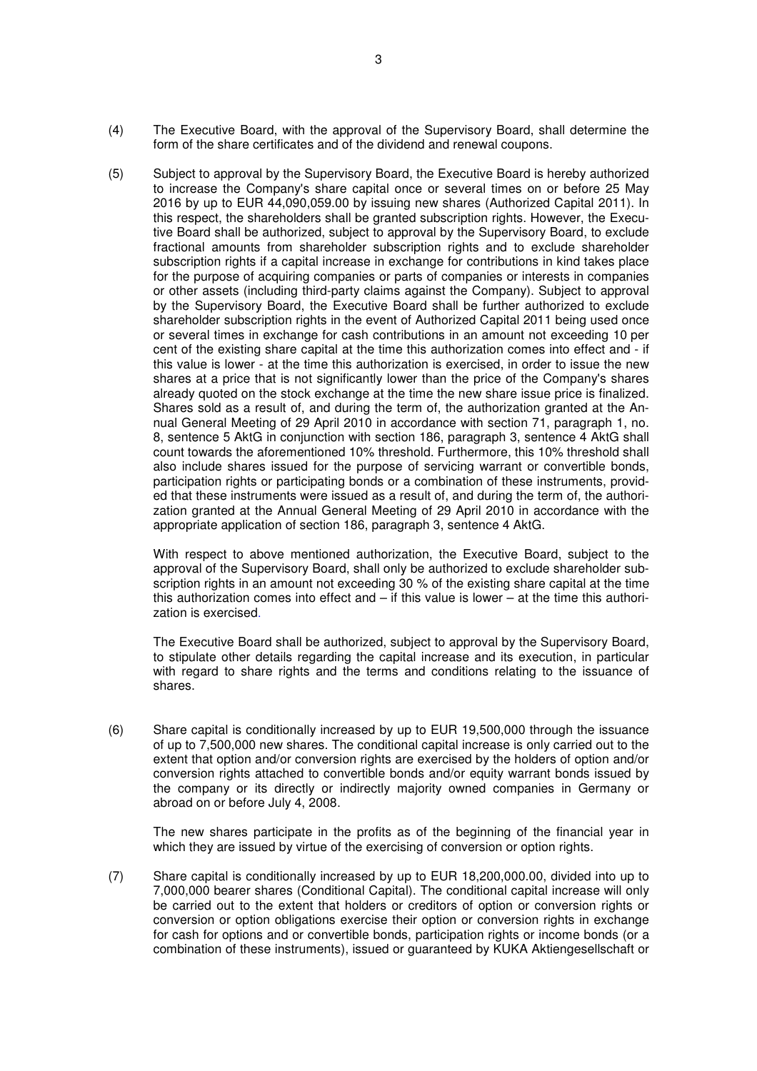(4) The Executive Board, with the approval of the Supervisory Board, shall determine the form of the share certificates and of the dividend and renewal coupons.

(5) Subject to approval by the Supervisory Board, the Executive Board is hereby authorized to increase the Company's share capital once or several times on or before 25 May 2016 by up to EUR 44,090,059.00 by issuing new shares (Authorized Capital 2011). In this respect, the shareholders shall be granted subscription rights. However, the Executive Board shall be authorized, subject to approval by the Supervisory Board, to exclude fractional amounts from shareholder subscription rights and to exclude shareholder subscription rights if a capital increase in exchange for contributions in kind takes place for the purpose of acquiring companies or parts of companies or interests in companies or other assets (including third-party claims against the Company). Subject to approval by the Supervisory Board, the Executive Board shall be further authorized to exclude shareholder subscription rights in the event of Authorized Capital 2011 being used once or several times in exchange for cash contributions in an amount not exceeding 10 per cent of the existing share capital at the time this authorization comes into effect and - if this value is lower - at the time this authorization is exercised, in order to issue the new shares at a price that is not significantly lower than the price of the Company's shares already quoted on the stock exchange at the time the new share issue price is finalized. Shares sold as a result of, and during the term of, the authorization granted at the Annual General Meeting of 29 April 2010 in accordance with section 71, paragraph 1, no. 8, sentence 5 AktG in conjunction with section 186, paragraph 3, sentence 4 AktG shall count towards the aforementioned 10% threshold. Furthermore, this 10% threshold shall also include shares issued for the purpose of servicing warrant or convertible bonds, participation rights or participating bonds or a combination of these instruments, provided that these instruments were issued as a result of, and during the term of, the authorization granted at the Annual General Meeting of 29 April 2010 in accordance with the appropriate application of section 186, paragraph 3, sentence 4 AktG.

With respect to above mentioned authorization, the Executive Board, subject to the approval of the Supervisory Board, shall only be authorized to exclude shareholder subscription rights in an amount not exceeding 30 % of the existing share capital at the time this authorization comes into effect and – if this value is lower – at the time this authorization is exercised.

The Executive Board shall be authorized, subject to approval by the Supervisory Board, to stipulate other details regarding the capital increase and its execution, in particular with regard to share rights and the terms and conditions relating to the issuance of shares.

(6) Share capital is conditionally increased by up to EUR 19,500,000 through the issuance of up to 7,500,000 new shares. The conditional capital increase is only carried out to the extent that option and/or conversion rights are exercised by the holders of option and/or conversion rights attached to convertible bonds and/or equity warrant bonds issued by the company or its directly or indirectly majority owned companies in Germany or abroad on or before July 4, 2008.

The new shares participate in the profits as of the beginning of the financial year in which they are issued by virtue of the exercising of conversion or option rights.

(7) Share capital is conditionally increased by up to EUR 18,200,000.00, divided into up to 7,000,000 bearer shares (Conditional Capital). The conditional capital increase will only be carried out to the extent that holders or creditors of option or conversion rights or conversion or option obligations exercise their option or conversion rights in exchange for cash for options and or convertible bonds, participation rights or income bonds (or a combination of these instruments), issued or guaranteed by KUKA Aktiengesellschaft or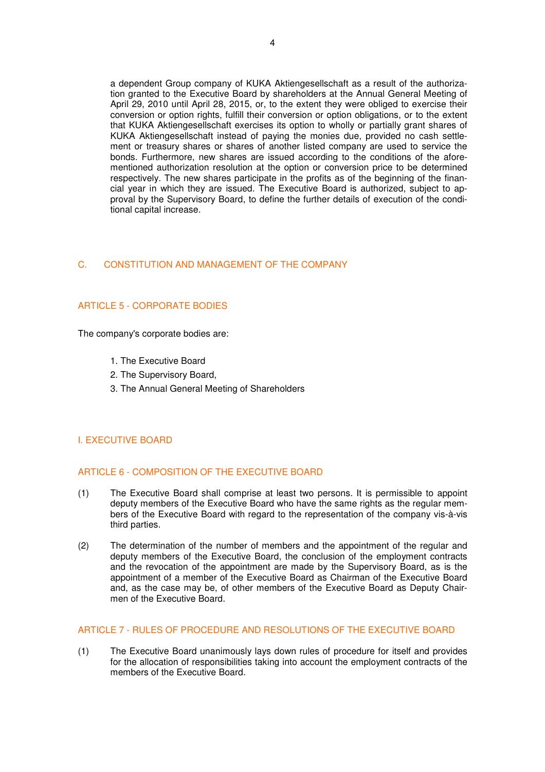a dependent Group company of KUKA Aktiengesellschaft as a result of the authorization granted to the Executive Board by shareholders at the Annual General Meeting of April 29, 2010 until April 28, 2015, or, to the extent they were obliged to exercise their conversion or option rights, fulfill their conversion or option obligations, or to the extent that KUKA Aktiengesellschaft exercises its option to wholly or partially grant shares of KUKA Aktiengesellschaft instead of paying the monies due, provided no cash settlement or treasury shares or shares of another listed company are used to service the bonds. Furthermore, new shares are issued according to the conditions of the aforementioned authorization resolution at the option or conversion price to be determined respectively. The new shares participate in the profits as of the beginning of the financial year in which they are issued. The Executive Board is authorized, subject to approval by the Supervisory Board, to define the further details of execution of the conditional capital increase.

## C. CONSTITUTION AND MANAGEMENT OF THE COMPANY

### ARTICLE 5 - CORPORATE BODIES

The company's corporate bodies are:

1. The Executive Board
2. The Supervisory Board,
3. The Annual General Meeting of Shareholders

## I. EXECUTIVE BOARD

### ARTICLE 6 - COMPOSITION OF THE EXECUTIVE BOARD

(1) The Executive Board shall comprise at least two persons. It is permissible to appoint deputy members of the Executive Board who have the same rights as the regular members of the Executive Board with regard to the representation of the company vis-à-vis third parties.

(2) The determination of the number of members and the appointment of the regular and deputy members of the Executive Board, the conclusion of the employment contracts and the revocation of the appointment are made by the Supervisory Board, as is the appointment of a member of the Executive Board as Chairman of the Executive Board and, as the case may be, of other members of the Executive Board as Deputy Chairmen of the Executive Board.

### ARTICLE 7 - RULES OF PROCEDURE AND RESOLUTIONS OF THE EXECUTIVE BOARD

(1) The Executive Board unanimously lays down rules of procedure for itself and provides for the allocation of responsibilities taking into account the employment contracts of the members of the Executive Board.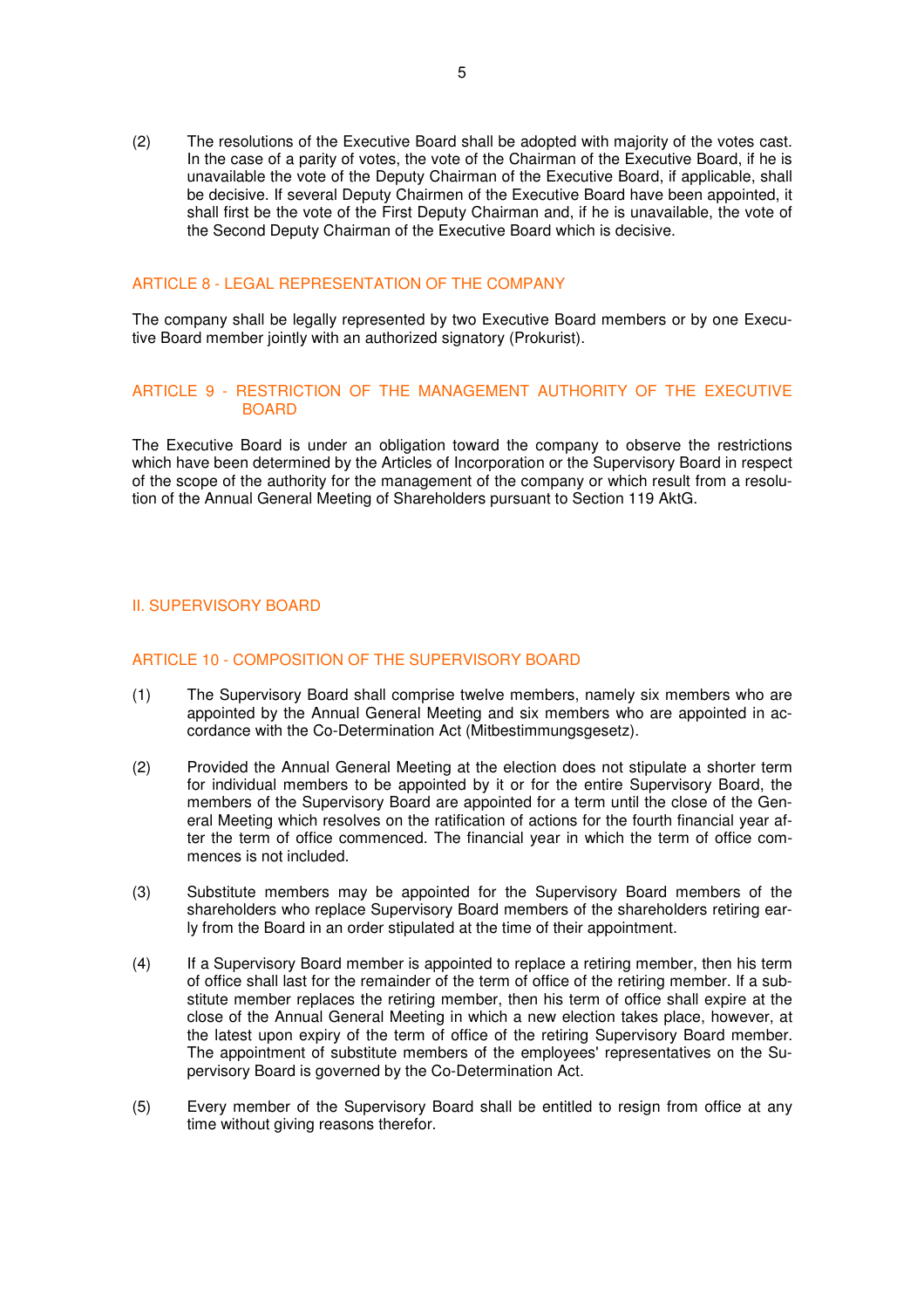(2) The resolutions of the Executive Board shall be adopted with majority of the votes cast. In the case of a parity of votes, the vote of the Chairman of the Executive Board, if he is unavailable the vote of the Deputy Chairman of the Executive Board, if applicable, shall be decisive. If several Deputy Chairmen of the Executive Board have been appointed, it shall first be the vote of the First Deputy Chairman and, if he is unavailable, the vote of the Second Deputy Chairman of the Executive Board which is decisive.

### ARTICLE 8 - LEGAL REPRESENTATION OF THE COMPANY

The company shall be legally represented by two Executive Board members or by one Executive Board member jointly with an authorized signatory (Prokurist).

### ARTICLE 9 - RESTRICTION OF THE MANAGEMENT AUTHORITY OF THE EXECUTIVE BOARD

The Executive Board is under an obligation toward the company to observe the restrictions which have been determined by the Articles of Incorporation or the Supervisory Board in respect of the scope of the authority for the management of the company or which result from a resolution of the Annual General Meeting of Shareholders pursuant to Section 119 AktG.

## II. SUPERVISORY BOARD

### ARTICLE 10 - COMPOSITION OF THE SUPERVISORY BOARD

(1) The Supervisory Board shall comprise twelve members, namely six members who are appointed by the Annual General Meeting and six members who are appointed in accordance with the Co-Determination Act (Mitbestimmungsgesetz).

(2) Provided the Annual General Meeting at the election does not stipulate a shorter term for individual members to be appointed by it or for the entire Supervisory Board, the members of the Supervisory Board are appointed for a term until the close of the General Meeting which resolves on the ratification of actions for the fourth financial year after the term of office commenced. The financial year in which the term of office commences is not included.

(3) Substitute members may be appointed for the Supervisory Board members of the shareholders who replace Supervisory Board members of the shareholders retiring early from the Board in an order stipulated at the time of their appointment.

(4) If a Supervisory Board member is appointed to replace a retiring member, then his term of office shall last for the remainder of the term of office of the retiring member. If a substitute member replaces the retiring member, then his term of office shall expire at the close of the Annual General Meeting in which a new election takes place, however, at the latest upon expiry of the term of office of the retiring Supervisory Board member. The appointment of substitute members of the employees' representatives on the Supervisory Board is governed by the Co-Determination Act.

(5) Every member of the Supervisory Board shall be entitled to resign from office at any time without giving reasons therefor.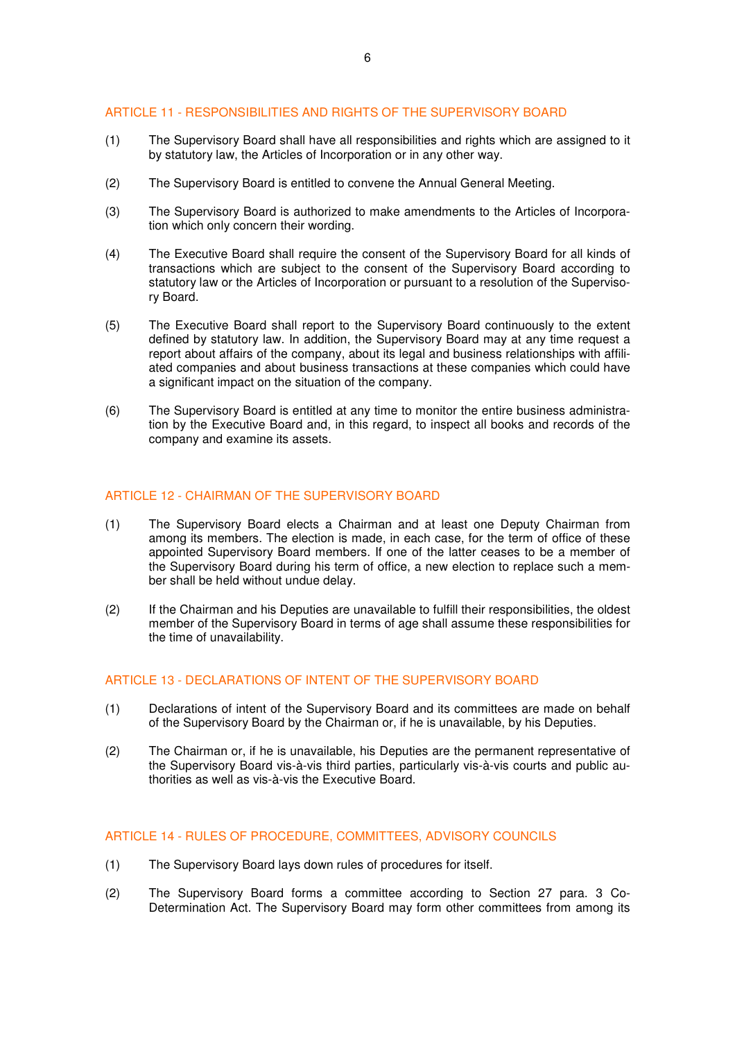## ARTICLE 11 - RESPONSIBILITIES AND RIGHTS OF THE SUPERVISORY BOARD

(1) The Supervisory Board shall have all responsibilities and rights which are assigned to it by statutory law, the Articles of Incorporation or in any other way.

(2) The Supervisory Board is entitled to convene the Annual General Meeting.

(3) The Supervisory Board is authorized to make amendments to the Articles of Incorporation which only concern their wording.

(4) The Executive Board shall require the consent of the Supervisory Board for all kinds of transactions which are subject to the consent of the Supervisory Board according to statutory law or the Articles of Incorporation or pursuant to a resolution of the Supervisory Board.

(5) The Executive Board shall report to the Supervisory Board continuously to the extent defined by statutory law. In addition, the Supervisory Board may at any time request a report about affairs of the company, about its legal and business relationships with affiliated companies and about business transactions at these companies which could have a significant impact on the situation of the company.

(6) The Supervisory Board is entitled at any time to monitor the entire business administration by the Executive Board and, in this regard, to inspect all books and records of the company and examine its assets.

## ARTICLE 12 - CHAIRMAN OF THE SUPERVISORY BOARD

(1) The Supervisory Board elects a Chairman and at least one Deputy Chairman from among its members. The election is made, in each case, for the term of office of these appointed Supervisory Board members. If one of the latter ceases to be a member of the Supervisory Board during his term of office, a new election to replace such a member shall be held without undue delay.

(2) If the Chairman and his Deputies are unavailable to fulfill their responsibilities, the oldest member of the Supervisory Board in terms of age shall assume these responsibilities for the time of unavailability.

## ARTICLE 13 - DECLARATIONS OF INTENT OF THE SUPERVISORY BOARD

(1) Declarations of intent of the Supervisory Board and its committees are made on behalf of the Supervisory Board by the Chairman or, if he is unavailable, by his Deputies.

(2) The Chairman or, if he is unavailable, his Deputies are the permanent representative of the Supervisory Board vis-à-vis third parties, particularly vis-à-vis courts and public authorities as well as vis-à-vis the Executive Board.

## ARTICLE 14 - RULES OF PROCEDURE, COMMITTEES, ADVISORY COUNCILS

(1) The Supervisory Board lays down rules of procedures for itself.

(2) The Supervisory Board forms a committee according to Section 27 para. 3 Co-Determination Act. The Supervisory Board may form other committees from among its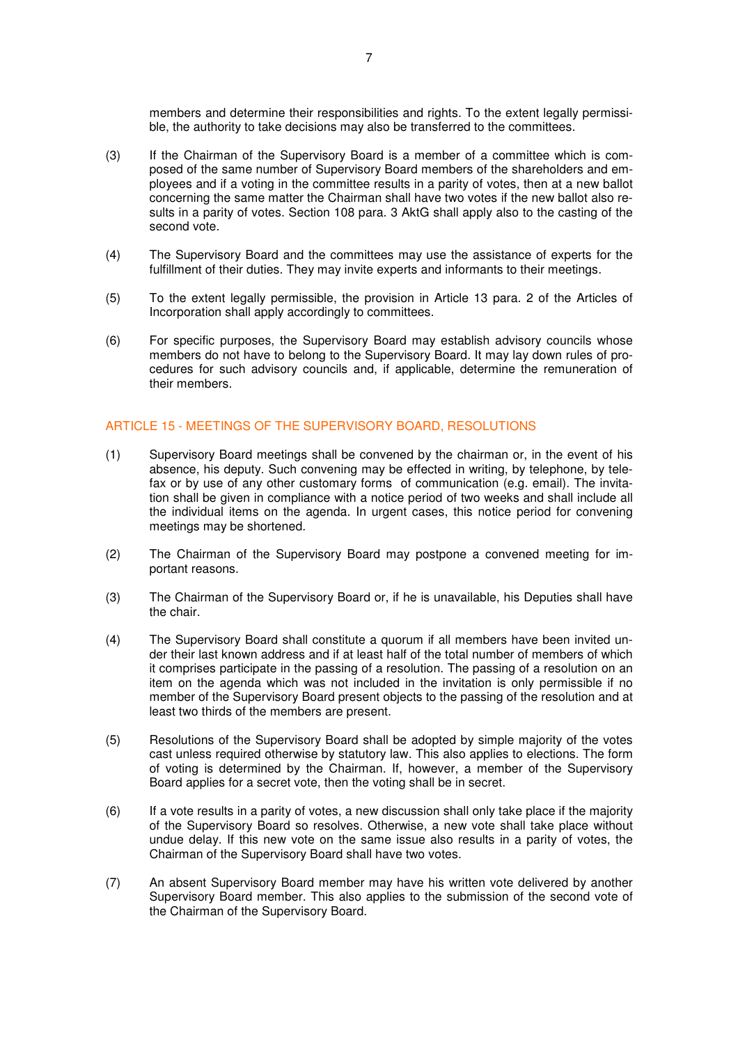members and determine their responsibilities and rights. To the extent legally permissible, the authority to take decisions may also be transferred to the committees.

(3) If the Chairman of the Supervisory Board is a member of a committee which is composed of the same number of Supervisory Board members of the shareholders and employees and if a voting in the committee results in a parity of votes, then at a new ballot concerning the same matter the Chairman shall have two votes if the new ballot also results in a parity of votes. Section 108 para. 3 AktG shall apply also to the casting of the second vote.

(4) The Supervisory Board and the committees may use the assistance of experts for the fulfillment of their duties. They may invite experts and informants to their meetings.

(5) To the extent legally permissible, the provision in Article 13 para. 2 of the Articles of Incorporation shall apply accordingly to committees.

(6) For specific purposes, the Supervisory Board may establish advisory councils whose members do not have to belong to the Supervisory Board. It may lay down rules of procedures for such advisory councils and, if applicable, determine the remuneration of their members.

## ARTICLE 15 - MEETINGS OF THE SUPERVISORY BOARD, RESOLUTIONS

(1) Supervisory Board meetings shall be convened by the chairman or, in the event of his absence, his deputy. Such convening may be effected in writing, by telephone, by telefax or by use of any other customary forms of communication (e.g. email). The invitation shall be given in compliance with a notice period of two weeks and shall include all the individual items on the agenda. In urgent cases, this notice period for convening meetings may be shortened.

(2) The Chairman of the Supervisory Board may postpone a convened meeting for important reasons.

(3) The Chairman of the Supervisory Board or, if he is unavailable, his Deputies shall have the chair.

(4) The Supervisory Board shall constitute a quorum if all members have been invited under their last known address and if at least half of the total number of members of which it comprises participate in the passing of a resolution. The passing of a resolution on an item on the agenda which was not included in the invitation is only permissible if no member of the Supervisory Board present objects to the passing of the resolution and at least two thirds of the members are present.

(5) Resolutions of the Supervisory Board shall be adopted by simple majority of the votes cast unless required otherwise by statutory law. This also applies to elections. The form of voting is determined by the Chairman. If, however, a member of the Supervisory Board applies for a secret vote, then the voting shall be in secret.

(6) If a vote results in a parity of votes, a new discussion shall only take place if the majority of the Supervisory Board so resolves. Otherwise, a new vote shall take place without undue delay. If this new vote on the same issue also results in a parity of votes, the Chairman of the Supervisory Board shall have two votes.

(7) An absent Supervisory Board member may have his written vote delivered by another Supervisory Board member. This also applies to the submission of the second vote of the Chairman of the Supervisory Board.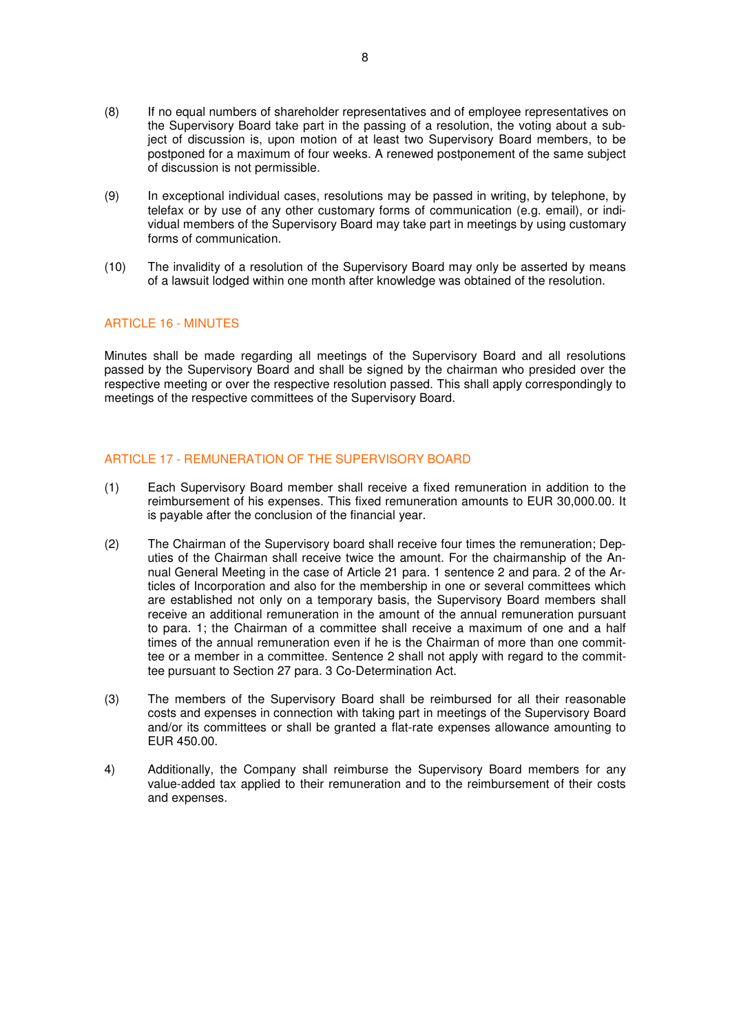(8) If no equal numbers of shareholder representatives and of employee representatives on the Supervisory Board take part in the passing of a resolution, the voting about a subject of discussion is, upon motion of at least two Supervisory Board members, to be postponed for a maximum of four weeks. A renewed postponement of the same subject of discussion is not permissible.

(9) In exceptional individual cases, resolutions may be passed in writing, by telephone, by telefax or by use of any other customary forms of communication (e.g. email), or individual members of the Supervisory Board may take part in meetings by using customary forms of communication.

(10) The invalidity of a resolution of the Supervisory Board may only be asserted by means of a lawsuit lodged within one month after knowledge was obtained of the resolution.

## ARTICLE 16 - MINUTES

Minutes shall be made regarding all meetings of the Supervisory Board and all resolutions passed by the Supervisory Board and shall be signed by the chairman who presided over the respective meeting or over the respective resolution passed. This shall apply correspondingly to meetings of the respective committees of the Supervisory Board.

## ARTICLE 17 - REMUNERATION OF THE SUPERVISORY BOARD

(1) Each Supervisory Board member shall receive a fixed remuneration in addition to the reimbursement of his expenses. This fixed remuneration amounts to EUR 30,000.00. It is payable after the conclusion of the financial year.

(2) The Chairman of the Supervisory board shall receive four times the remuneration; Deputies of the Chairman shall receive twice the amount. For the chairmanship of the Annual General Meeting in the case of Article 21 para. 1 sentence 2 and para. 2 of the Articles of Incorporation and also for the membership in one or several committees which are established not only on a temporary basis, the Supervisory Board members shall receive an additional remuneration in the amount of the annual remuneration pursuant to para. 1; the Chairman of a committee shall receive a maximum of one and a half times of the annual remuneration even if he is the Chairman of more than one committee or a member in a committee. Sentence 2 shall not apply with regard to the committee pursuant to Section 27 para. 3 Co-Determination Act.

(3) The members of the Supervisory Board shall be reimbursed for all their reasonable costs and expenses in connection with taking part in meetings of the Supervisory Board and/or its committees or shall be granted a flat-rate expenses allowance amounting to EUR 450.00.

4) Additionally, the Company shall reimburse the Supervisory Board members for any value-added tax applied to their remuneration and to the reimbursement of their costs and expenses.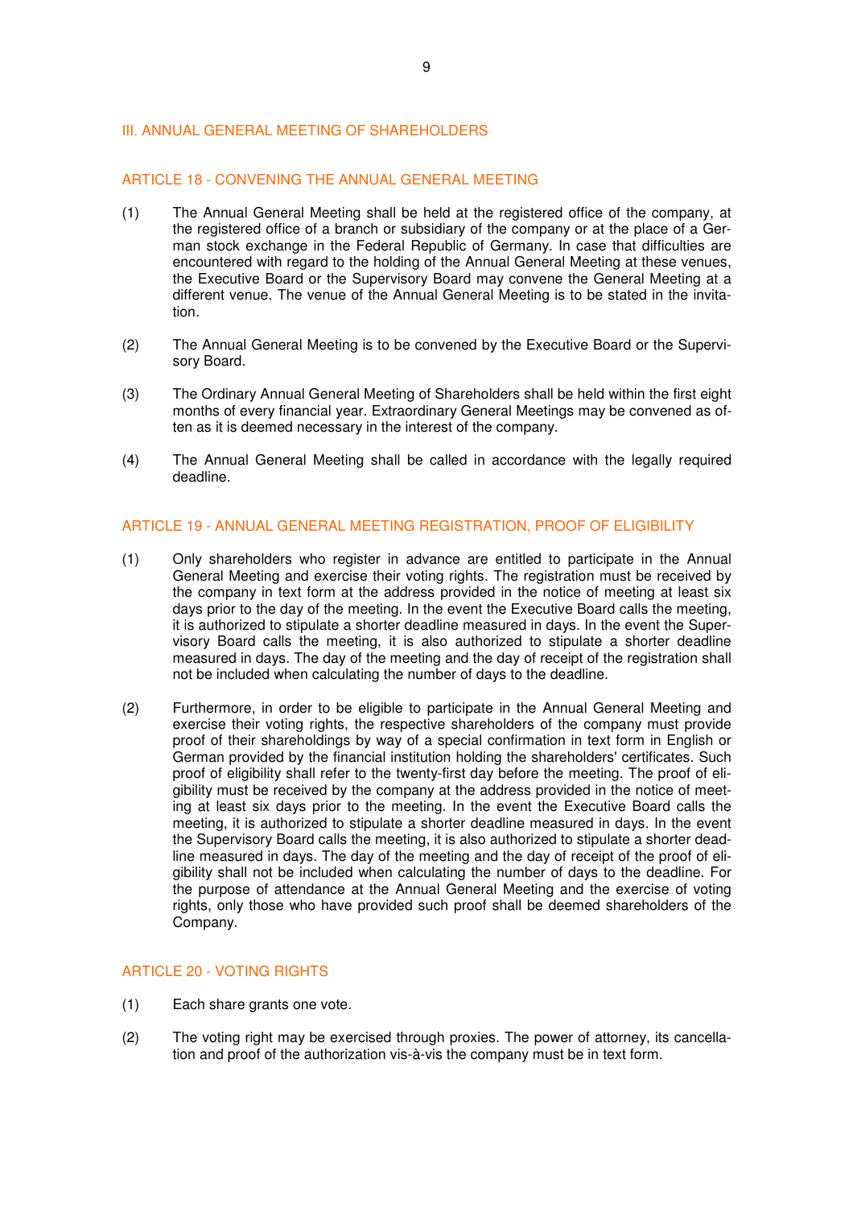## III. ANNUAL GENERAL MEETING OF SHAREHOLDERS

### ARTICLE 18 - CONVENING THE ANNUAL GENERAL MEETING

(1) The Annual General Meeting shall be held at the registered office of the company, at the registered office of a branch or subsidiary of the company or at the place of a German stock exchange in the Federal Republic of Germany. In case that difficulties are encountered with regard to the holding of the Annual General Meeting at these venues, the Executive Board or the Supervisory Board may convene the General Meeting at a different venue. The venue of the Annual General Meeting is to be stated in the invitation.

(2) The Annual General Meeting is to be convened by the Executive Board or the Supervisory Board.

(3) The Ordinary Annual General Meeting of Shareholders shall be held within the first eight months of every financial year. Extraordinary General Meetings may be convened as often as it is deemed necessary in the interest of the company.

(4) The Annual General Meeting shall be called in accordance with the legally required deadline.

### ARTICLE 19 - ANNUAL GENERAL MEETING REGISTRATION, PROOF OF ELIGIBILITY

(1) Only shareholders who register in advance are entitled to participate in the Annual General Meeting and exercise their voting rights. The registration must be received by the company in text form at the address provided in the notice of meeting at least six days prior to the day of the meeting. In the event the Executive Board calls the meeting, it is authorized to stipulate a shorter deadline measured in days. In the event the Supervisory Board calls the meeting, it is also authorized to stipulate a shorter deadline measured in days. The day of the meeting and the day of receipt of the registration shall not be included when calculating the number of days to the deadline.

(2) Furthermore, in order to be eligible to participate in the Annual General Meeting and exercise their voting rights, the respective shareholders of the company must provide proof of their shareholdings by way of a special confirmation in text form in English or German provided by the financial institution holding the shareholders' certificates. Such proof of eligibility shall refer to the twenty-first day before the meeting. The proof of eligibility must be received by the company at the address provided in the notice of meeting at least six days prior to the meeting. In the event the Executive Board calls the meeting, it is authorized to stipulate a shorter deadline measured in days. In the event the Supervisory Board calls the meeting, it is also authorized to stipulate a shorter deadline measured in days. The day of the meeting and the day of receipt of the proof of eligibility shall not be included when calculating the number of days to the deadline. For the purpose of attendance at the Annual General Meeting and the exercise of voting rights, only those who have provided such proof shall be deemed shareholders of the Company.

### ARTICLE 20 - VOTING RIGHTS

(1) Each share grants one vote.

(2) The voting right may be exercised through proxies. The power of attorney, its cancellation and proof of the authorization vis-à-vis the company must be in text form.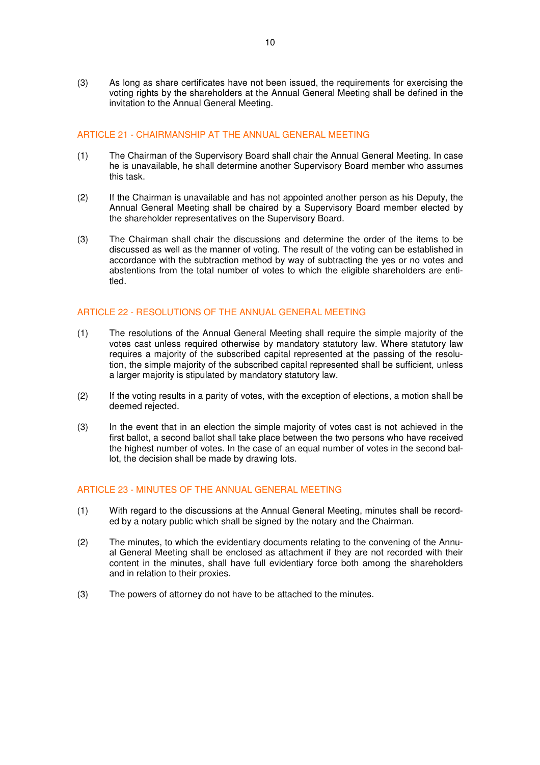(3) As long as share certificates have not been issued, the requirements for exercising the voting rights by the shareholders at the Annual General Meeting shall be defined in the invitation to the Annual General Meeting.

## ARTICLE 21 - CHAIRMANSHIP AT THE ANNUAL GENERAL MEETING

(1) The Chairman of the Supervisory Board shall chair the Annual General Meeting. In case he is unavailable, he shall determine another Supervisory Board member who assumes this task.

(2) If the Chairman is unavailable and has not appointed another person as his Deputy, the Annual General Meeting shall be chaired by a Supervisory Board member elected by the shareholder representatives on the Supervisory Board.

(3) The Chairman shall chair the discussions and determine the order of the items to be discussed as well as the manner of voting. The result of the voting can be established in accordance with the subtraction method by way of subtracting the yes or no votes and abstentions from the total number of votes to which the eligible shareholders are entitled.

## ARTICLE 22 - RESOLUTIONS OF THE ANNUAL GENERAL MEETING

(1) The resolutions of the Annual General Meeting shall require the simple majority of the votes cast unless required otherwise by mandatory statutory law. Where statutory law requires a majority of the subscribed capital represented at the passing of the resolution, the simple majority of the subscribed capital represented shall be sufficient, unless a larger majority is stipulated by mandatory statutory law.

(2) If the voting results in a parity of votes, with the exception of elections, a motion shall be deemed rejected.

(3) In the event that in an election the simple majority of votes cast is not achieved in the first ballot, a second ballot shall take place between the two persons who have received the highest number of votes. In the case of an equal number of votes in the second ballot, the decision shall be made by drawing lots.

## ARTICLE 23 - MINUTES OF THE ANNUAL GENERAL MEETING

(1) With regard to the discussions at the Annual General Meeting, minutes shall be recorded by a notary public which shall be signed by the notary and the Chairman.

(2) The minutes, to which the evidentiary documents relating to the convening of the Annual General Meeting shall be enclosed as attachment if they are not recorded with their content in the minutes, shall have full evidentiary force both among the shareholders and in relation to their proxies.

(3) The powers of attorney do not have to be attached to the minutes.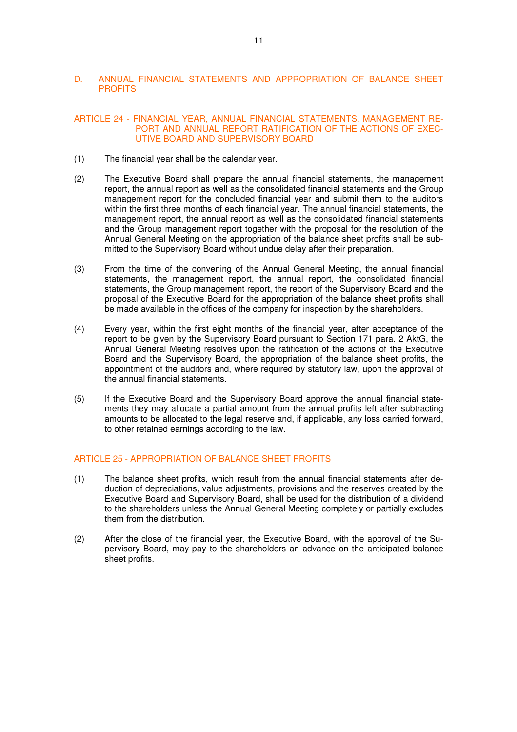## D. ANNUAL FINANCIAL STATEMENTS AND APPROPRIATION OF BALANCE SHEET PROFITS

### ARTICLE 24 - FINANCIAL YEAR, ANNUAL FINANCIAL STATEMENTS, MANAGEMENT REPORT AND ANNUAL REPORT RATIFICATION OF THE ACTIONS OF EXECUTIVE BOARD AND SUPERVISORY BOARD

(1) The financial year shall be the calendar year.

(2) The Executive Board shall prepare the annual financial statements, the management report, the annual report as well as the consolidated financial statements and the Group management report for the concluded financial year and submit them to the auditors within the first three months of each financial year. The annual financial statements, the management report, the annual report as well as the consolidated financial statements and the Group management report together with the proposal for the resolution of the Annual General Meeting on the appropriation of the balance sheet profits shall be submitted to the Supervisory Board without undue delay after their preparation.

(3) From the time of the convening of the Annual General Meeting, the annual financial statements, the management report, the annual report, the consolidated financial statements, the Group management report, the report of the Supervisory Board and the proposal of the Executive Board for the appropriation of the balance sheet profits shall be made available in the offices of the company for inspection by the shareholders.

(4) Every year, within the first eight months of the financial year, after acceptance of the report to be given by the Supervisory Board pursuant to Section 171 para. 2 AktG, the Annual General Meeting resolves upon the ratification of the actions of the Executive Board and the Supervisory Board, the appropriation of the balance sheet profits, the appointment of the auditors and, where required by statutory law, upon the approval of the annual financial statements.

(5) If the Executive Board and the Supervisory Board approve the annual financial statements they may allocate a partial amount from the annual profits left after subtracting amounts to be allocated to the legal reserve and, if applicable, any loss carried forward, to other retained earnings according to the law.

### ARTICLE 25 - APPROPRIATION OF BALANCE SHEET PROFITS

(1) The balance sheet profits, which result from the annual financial statements after deduction of depreciations, value adjustments, provisions and the reserves created by the Executive Board and Supervisory Board, shall be used for the distribution of a dividend to the shareholders unless the Annual General Meeting completely or partially excludes them from the distribution.

(2) After the close of the financial year, the Executive Board, with the approval of the Supervisory Board, may pay to the shareholders an advance on the anticipated balance sheet profits.